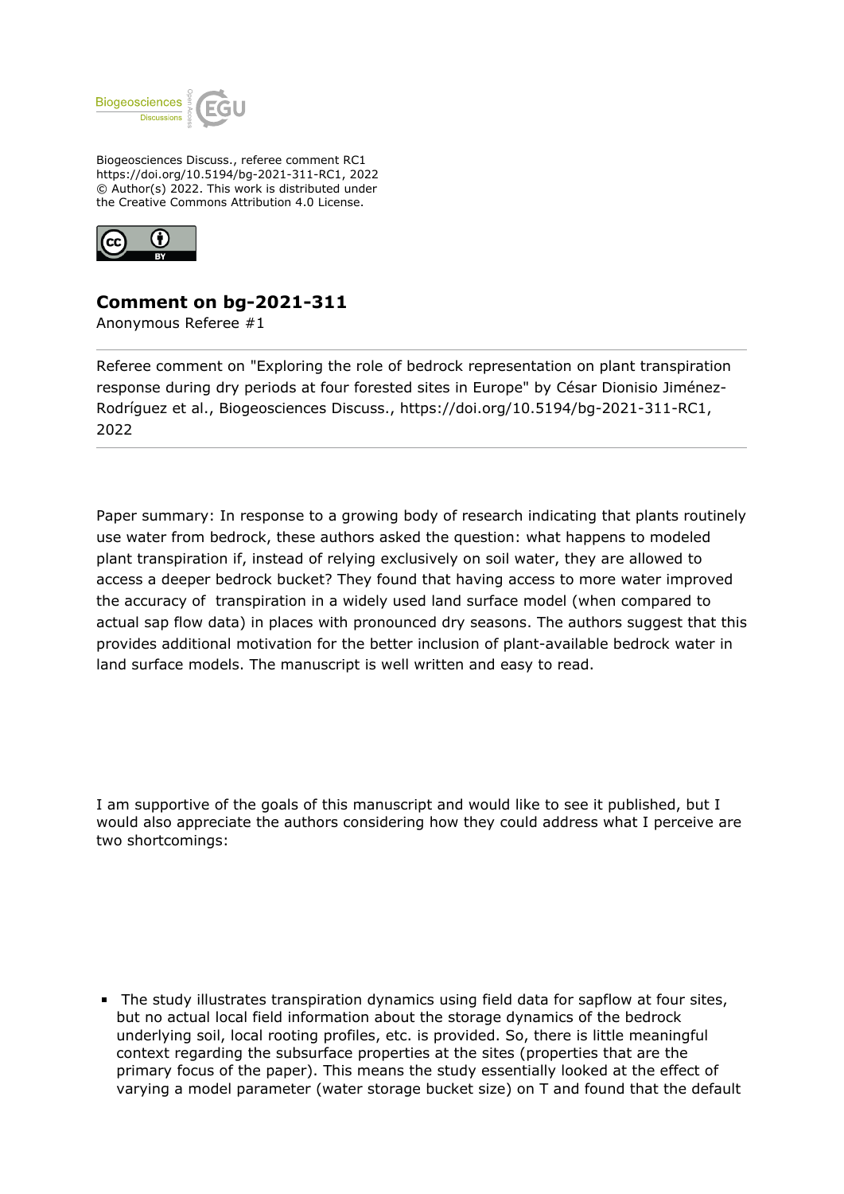Biogeosciences Discuss., referee comment RC1
https://doi.org/10.5194/bg-2021-311-RC1, 2022
© Author(s) 2022. This work is distributed under
the Creative Commons Attribution 4.0 License.

## Comment on bg-2021-311

Anonymous Referee #1

Referee comment on "Exploring the role of bedrock representation on plant transpiration response during dry periods at four forested sites in Europe" by César Dionisio Jiménez-Rodríguez et al., Biogeosciences Discuss., https://doi.org/10.5194/bg-2021-311-RC1, 2022

Paper summary: In response to a growing body of research indicating that plants routinely use water from bedrock, these authors asked the question: what happens to modeled plant transpiration if, instead of relying exclusively on soil water, they are allowed to access a deeper bedrock bucket? They found that having access to more water improved the accuracy of transpiration in a widely used land surface model (when compared to actual sap flow data) in places with pronounced dry seasons. The authors suggest that this provides additional motivation for the better inclusion of plant-available bedrock water in land surface models. The manuscript is well written and easy to read.

I am supportive of the goals of this manuscript and would like to see it published, but I would also appreciate the authors considering how they could address what I perceive are two shortcomings:

- The study illustrates transpiration dynamics using field data for sapflow at four sites, but no actual local field information about the storage dynamics of the bedrock underlying soil, local rooting profiles, etc. is provided. So, there is little meaningful context regarding the subsurface properties at the sites (properties that are the primary focus of the paper). This means the study essentially looked at the effect of varying a model parameter (water storage bucket size) on T and found that the default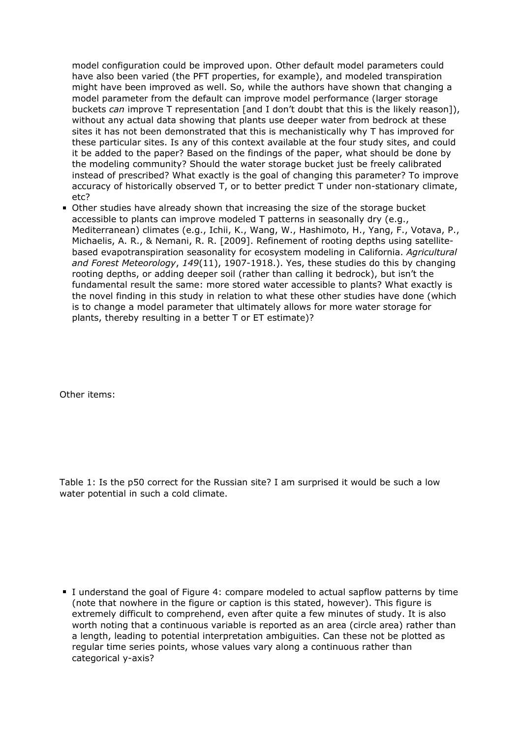model configuration could be improved upon. Other default model parameters could have also been varied (the PFT properties, for example), and modeled transpiration might have been improved as well. So, while the authors have shown that changing a model parameter from the default can improve model performance (larger storage buckets *can* improve T representation [and I don't doubt that this is the likely reason]), without any actual data showing that plants use deeper water from bedrock at these sites it has not been demonstrated that this is mechanistically why T has improved for these particular sites. Is any of this context available at the four study sites, and could it be added to the paper? Based on the findings of the paper, what should be done by the modeling community? Should the water storage bucket just be freely calibrated instead of prescribed? What exactly is the goal of changing this parameter? To improve accuracy of historically observed T, or to better predict T under non-stationary climate, etc?

- Other studies have already shown that increasing the size of the storage bucket accessible to plants can improve modeled T patterns in seasonally dry (e.g., Mediterranean) climates (e.g., Ichii, K., Wang, W., Hashimoto, H., Yang, F., Votava, P., Michaelis, A. R., & Nemani, R. R. [2009]. Refinement of rooting depths using satellite-based evapotranspiration seasonality for ecosystem modeling in California. *Agricultural and Forest Meteorology*, *149*(11), 1907-1918.). Yes, these studies do this by changing rooting depths, or adding deeper soil (rather than calling it bedrock), but isn't the fundamental result the same: more stored water accessible to plants? What exactly is the novel finding in this study in relation to what these other studies have done (which is to change a model parameter that ultimately allows for more water storage for plants, thereby resulting in a better T or ET estimate)?

Other items:

Table 1: Is the p50 correct for the Russian site? I am surprised it would be such a low water potential in such a cold climate.

- I understand the goal of Figure 4: compare modeled to actual sapflow patterns by time (note that nowhere in the figure or caption is this stated, however). This figure is extremely difficult to comprehend, even after quite a few minutes of study. It is also worth noting that a continuous variable is reported as an area (circle area) rather than a length, leading to potential interpretation ambiguities. Can these not be plotted as regular time series points, whose values vary along a continuous rather than categorical y-axis?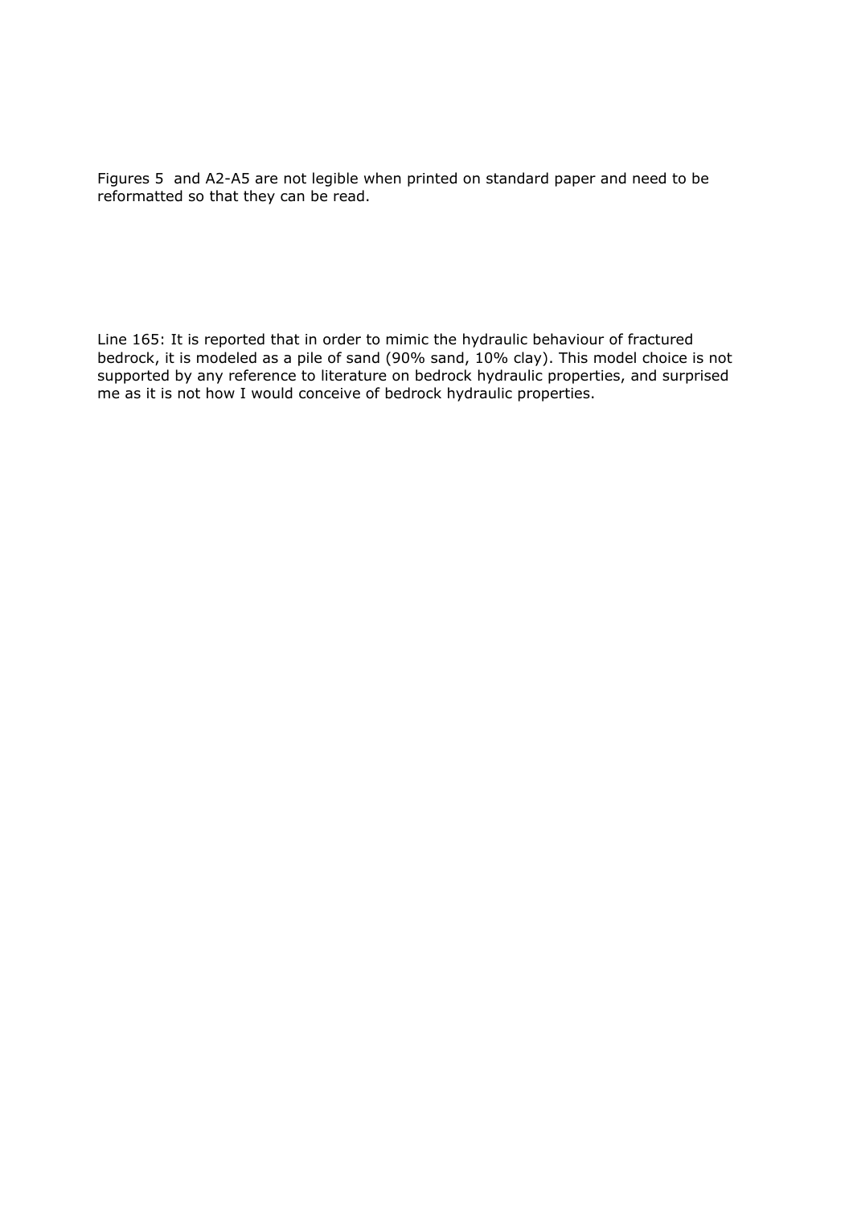Figures 5 and A2-A5 are not legible when printed on standard paper and need to be reformatted so that they can be read.

Line 165: It is reported that in order to mimic the hydraulic behaviour of fractured bedrock, it is modeled as a pile of sand (90% sand, 10% clay). This model choice is not supported by any reference to literature on bedrock hydraulic properties, and surprised me as it is not how I would conceive of bedrock hydraulic properties.